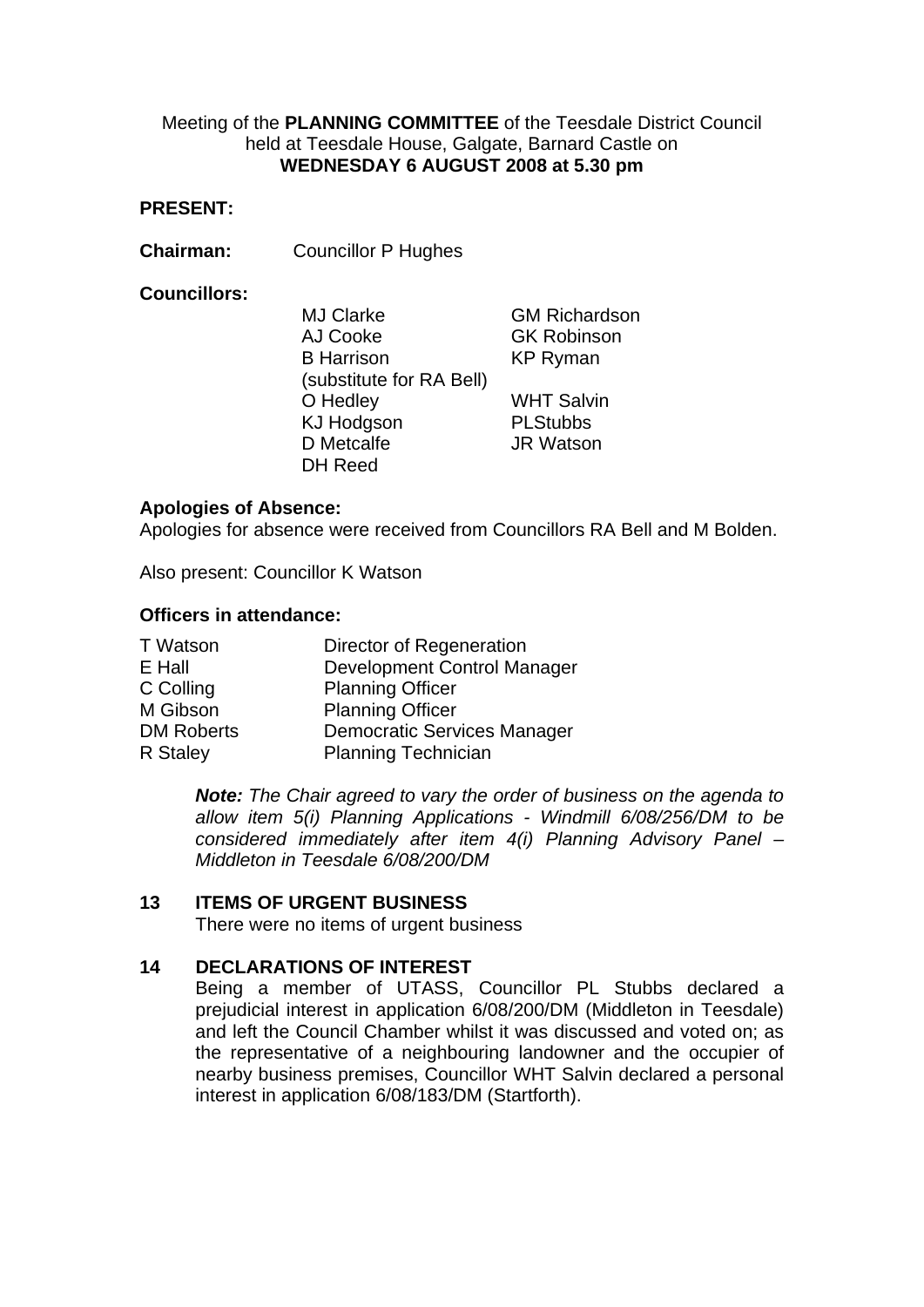Meeting of the **PLANNING COMMITTEE** of the Teesdale District Council held at Teesdale House, Galgate, Barnard Castle on **WEDNESDAY 6 AUGUST 2008 at 5.30 pm**

**PRESENT:**

**Chairman:** Councillor P Hughes

**Councillors:**

MJ Clarke
AJ Cooke
B Harrison (substitute for RA Bell)
O Hedley
KJ Hodgson
D Metcalfe
DH Reed
GM Richardson
GK Robinson
KP Ryman
WHT Salvin
PLStubbs
JR Watson

**Apologies of Absence:**
Apologies for absence were received from Councillors RA Bell and M Bolden.

Also present: Councillor K Watson

**Officers in attendance:**

| | |
|---|---|
| T Watson | Director of Regeneration |
| E Hall | Development Control Manager |
| C Colling | Planning Officer |
| M Gibson | Planning Officer |
| DM Roberts | Democratic Services Manager |
| R Staley | Planning Technician |

***Note:*** *The Chair agreed to vary the order of business on the agenda to allow item 5(i) Planning Applications - Windmill 6/08/256/DM to be considered immediately after item 4(i) Planning Advisory Panel – Middleton in Teesdale 6/08/200/DM*

## 13 ITEMS OF URGENT BUSINESS

There were no items of urgent business

## 14 DECLARATIONS OF INTEREST

Being a member of UTASS, Councillor PL Stubbs declared a prejudicial interest in application 6/08/200/DM (Middleton in Teesdale) and left the Council Chamber whilst it was discussed and voted on; as the representative of a neighbouring landowner and the occupier of nearby business premises, Councillor WHT Salvin declared a personal interest in application 6/08/183/DM (Startforth).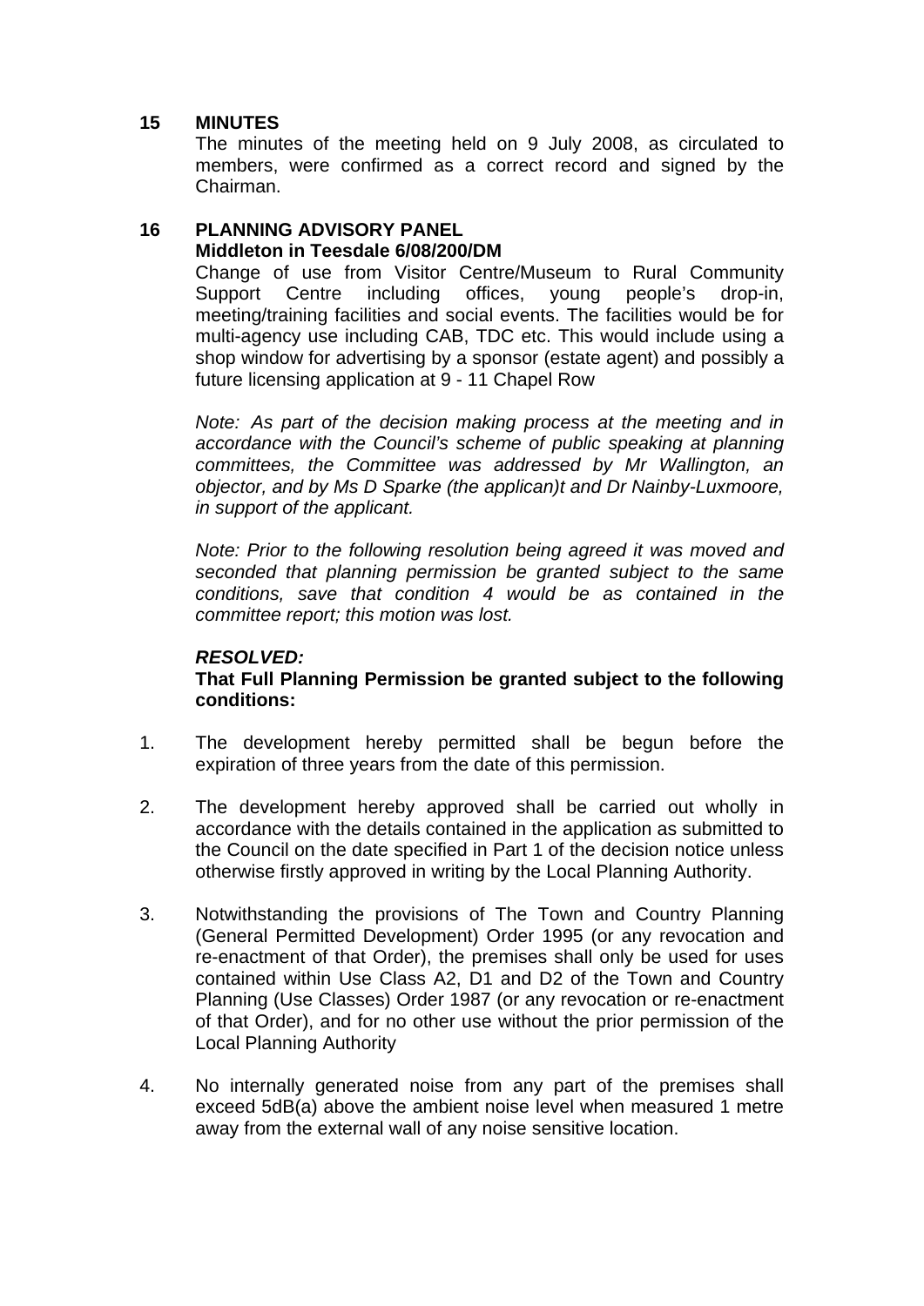## 15 MINUTES

The minutes of the meeting held on 9 July 2008, as circulated to members, were confirmed as a correct record and signed by the Chairman.

## 16 PLANNING ADVISORY PANEL

**Middleton in Teesdale 6/08/200/DM**

Change of use from Visitor Centre/Museum to Rural Community Support Centre including offices, young people's drop-in, meeting/training facilities and social events. The facilities would be for multi-agency use including CAB, TDC etc. This would include using a shop window for advertising by a sponsor (estate agent) and possibly a future licensing application at 9 - 11 Chapel Row

*Note: As part of the decision making process at the meeting and in accordance with the Council's scheme of public speaking at planning committees, the Committee was addressed by Mr Wallington, an objector, and by Ms D Sparke (the applican)t and Dr Nainby-Luxmoore, in support of the applicant.*

*Note: Prior to the following resolution being agreed it was moved and seconded that planning permission be granted subject to the same conditions, save that condition 4 would be as contained in the committee report; this motion was lost.*

***RESOLVED:***

**That Full Planning Permission be granted subject to the following conditions:**

1. The development hereby permitted shall be begun before the expiration of three years from the date of this permission.

2. The development hereby approved shall be carried out wholly in accordance with the details contained in the application as submitted to the Council on the date specified in Part 1 of the decision notice unless otherwise firstly approved in writing by the Local Planning Authority.

3. Notwithstanding the provisions of The Town and Country Planning (General Permitted Development) Order 1995 (or any revocation and re-enactment of that Order), the premises shall only be used for uses contained within Use Class A2, D1 and D2 of the Town and Country Planning (Use Classes) Order 1987 (or any revocation or re-enactment of that Order), and for no other use without the prior permission of the Local Planning Authority

4. No internally generated noise from any part of the premises shall exceed 5dB(a) above the ambient noise level when measured 1 metre away from the external wall of any noise sensitive location.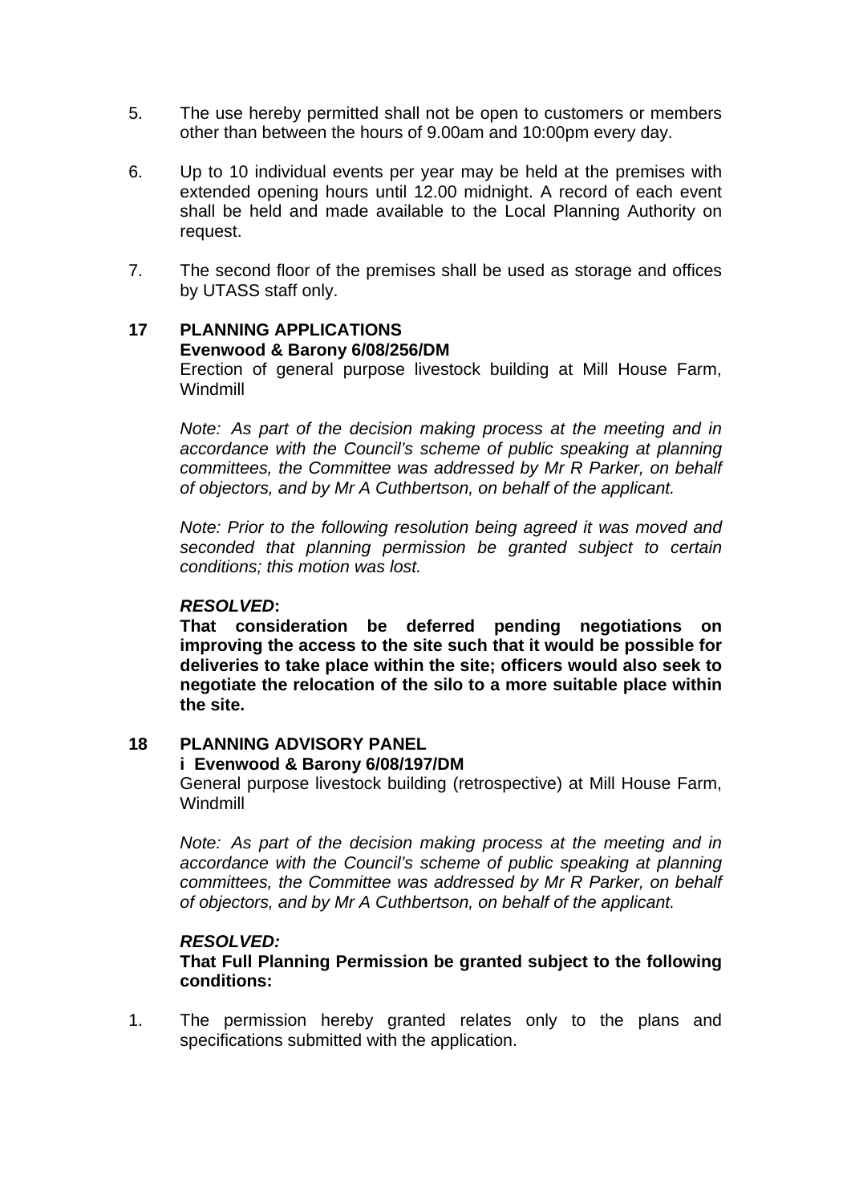5. The use hereby permitted shall not be open to customers or members other than between the hours of 9.00am and 10:00pm every day.

6. Up to 10 individual events per year may be held at the premises with extended opening hours until 12.00 midnight. A record of each event shall be held and made available to the Local Planning Authority on request.

7. The second floor of the premises shall be used as storage and offices by UTASS staff only.

## 17 PLANNING APPLICATIONS

**Evenwood & Barony 6/08/256/DM**

Erection of general purpose livestock building at Mill House Farm, Windmill

*Note: As part of the decision making process at the meeting and in accordance with the Council's scheme of public speaking at planning committees, the Committee was addressed by Mr R Parker, on behalf of objectors, and by Mr A Cuthbertson, on behalf of the applicant.*

*Note: Prior to the following resolution being agreed it was moved and seconded that planning permission be granted subject to certain conditions; this motion was lost.*

***RESOLVED*:**

**That consideration be deferred pending negotiations on improving the access to the site such that it would be possible for deliveries to take place within the site; officers would also seek to negotiate the relocation of the silo to a more suitable place within the site.**

## 18 PLANNING ADVISORY PANEL

**i Evenwood & Barony 6/08/197/DM**

General purpose livestock building (retrospective) at Mill House Farm, Windmill

*Note: As part of the decision making process at the meeting and in accordance with the Council's scheme of public speaking at planning committees, the Committee was addressed by Mr R Parker, on behalf of objectors, and by Mr A Cuthbertson, on behalf of the applicant.*

***RESOLVED:***

**That Full Planning Permission be granted subject to the following conditions:**

1. The permission hereby granted relates only to the plans and specifications submitted with the application.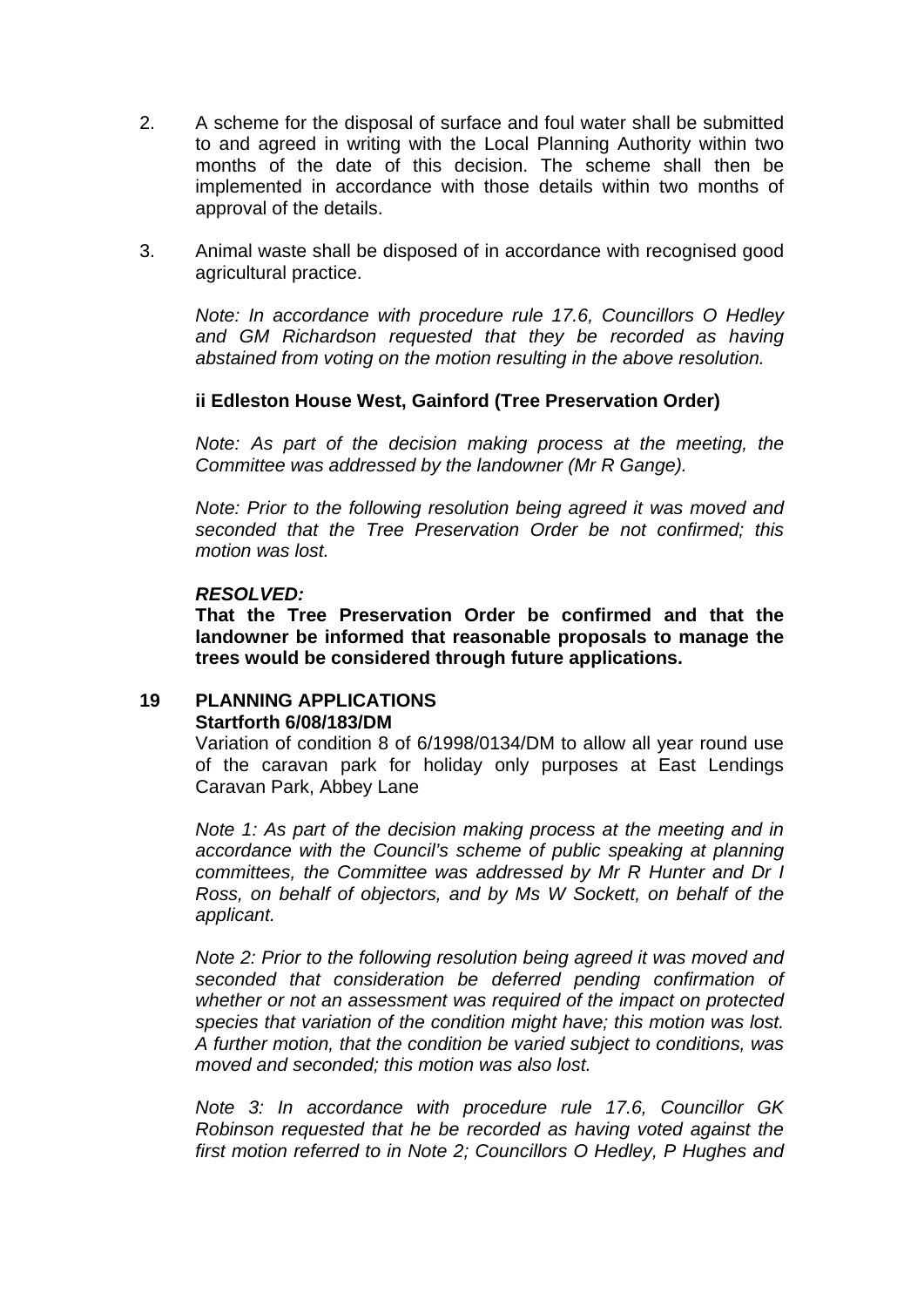2. A scheme for the disposal of surface and foul water shall be submitted to and agreed in writing with the Local Planning Authority within two months of the date of this decision. The scheme shall then be implemented in accordance with those details within two months of approval of the details.

3. Animal waste shall be disposed of in accordance with recognised good agricultural practice.

*Note: In accordance with procedure rule 17.6, Councillors O Hedley and GM Richardson requested that they be recorded as having abstained from voting on the motion resulting in the above resolution.*

**ii Edleston House West, Gainford (Tree Preservation Order)**

*Note: As part of the decision making process at the meeting, the Committee was addressed by the landowner (Mr R Gange).*

*Note: Prior to the following resolution being agreed it was moved and seconded that the Tree Preservation Order be not confirmed; this motion was lost.*

***RESOLVED:***
**That the Tree Preservation Order be confirmed and that the landowner be informed that reasonable proposals to manage the trees would be considered through future applications.**

## 19 PLANNING APPLICATIONS

**Startforth 6/08/183/DM**

Variation of condition 8 of 6/1998/0134/DM to allow all year round use of the caravan park for holiday only purposes at East Lendings Caravan Park, Abbey Lane

*Note 1: As part of the decision making process at the meeting and in accordance with the Council's scheme of public speaking at planning committees, the Committee was addressed by Mr R Hunter and Dr I Ross, on behalf of objectors, and by Ms W Sockett, on behalf of the applicant.*

*Note 2: Prior to the following resolution being agreed it was moved and seconded that consideration be deferred pending confirmation of whether or not an assessment was required of the impact on protected species that variation of the condition might have; this motion was lost. A further motion, that the condition be varied subject to conditions, was moved and seconded; this motion was also lost.*

*Note 3: In accordance with procedure rule 17.6, Councillor GK Robinson requested that he be recorded as having voted against the first motion referred to in Note 2; Councillors O Hedley, P Hughes and*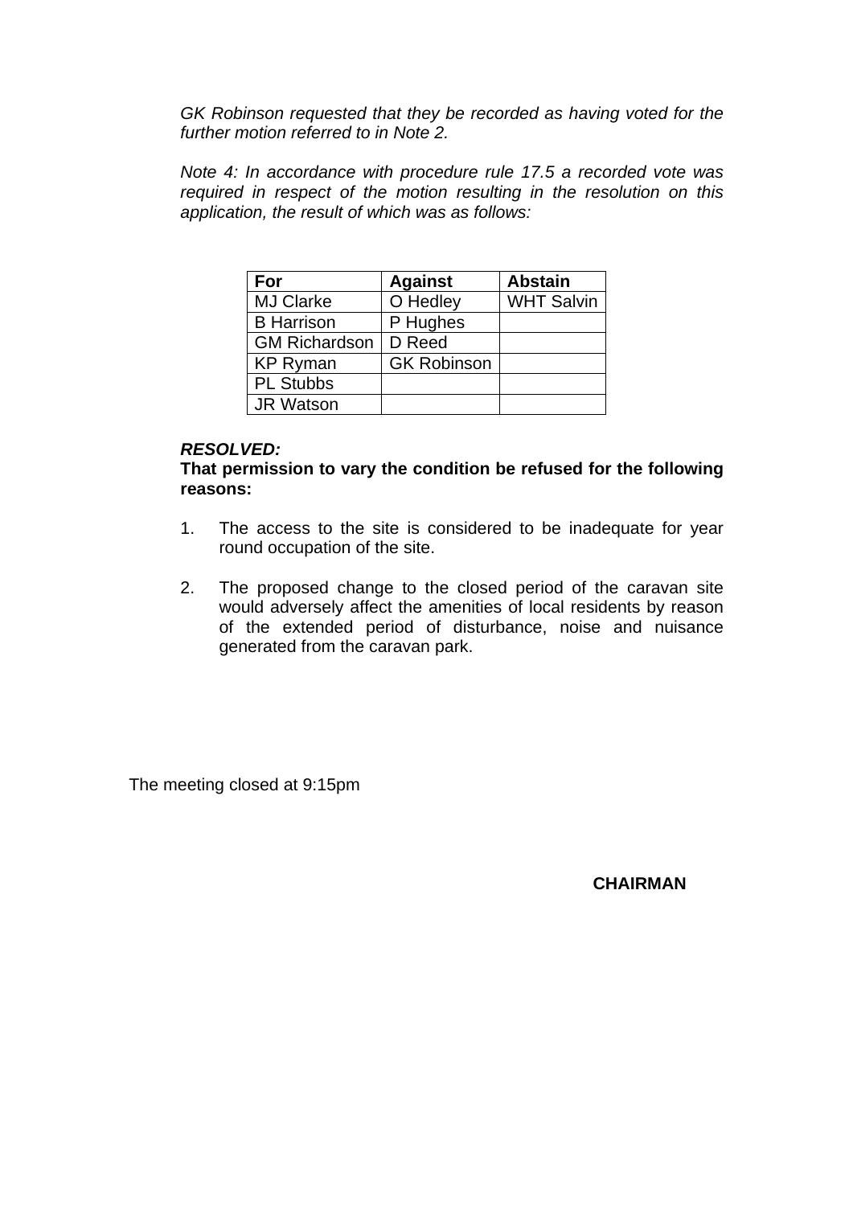*GK Robinson requested that they be recorded as having voted for the further motion referred to in Note 2.*

*Note 4: In accordance with procedure rule 17.5 a recorded vote was required in respect of the motion resulting in the resolution on this application, the result of which was as follows:*

| For | Against | Abstain |
|---|---|---|
| MJ Clarke | O Hedley | WHT Salvin |
| B Harrison | P Hughes | |
| GM Richardson | D Reed | |
| KP Ryman | GK Robinson | |
| PL Stubbs | | |
| JR Watson | | |

***RESOLVED:***
**That permission to vary the condition be refused for the following reasons:**

1. The access to the site is considered to be inadequate for year round occupation of the site.

2. The proposed change to the closed period of the caravan site would adversely affect the amenities of local residents by reason of the extended period of disturbance, noise and nuisance generated from the caravan park.

The meeting closed at 9:15pm

**CHAIRMAN**